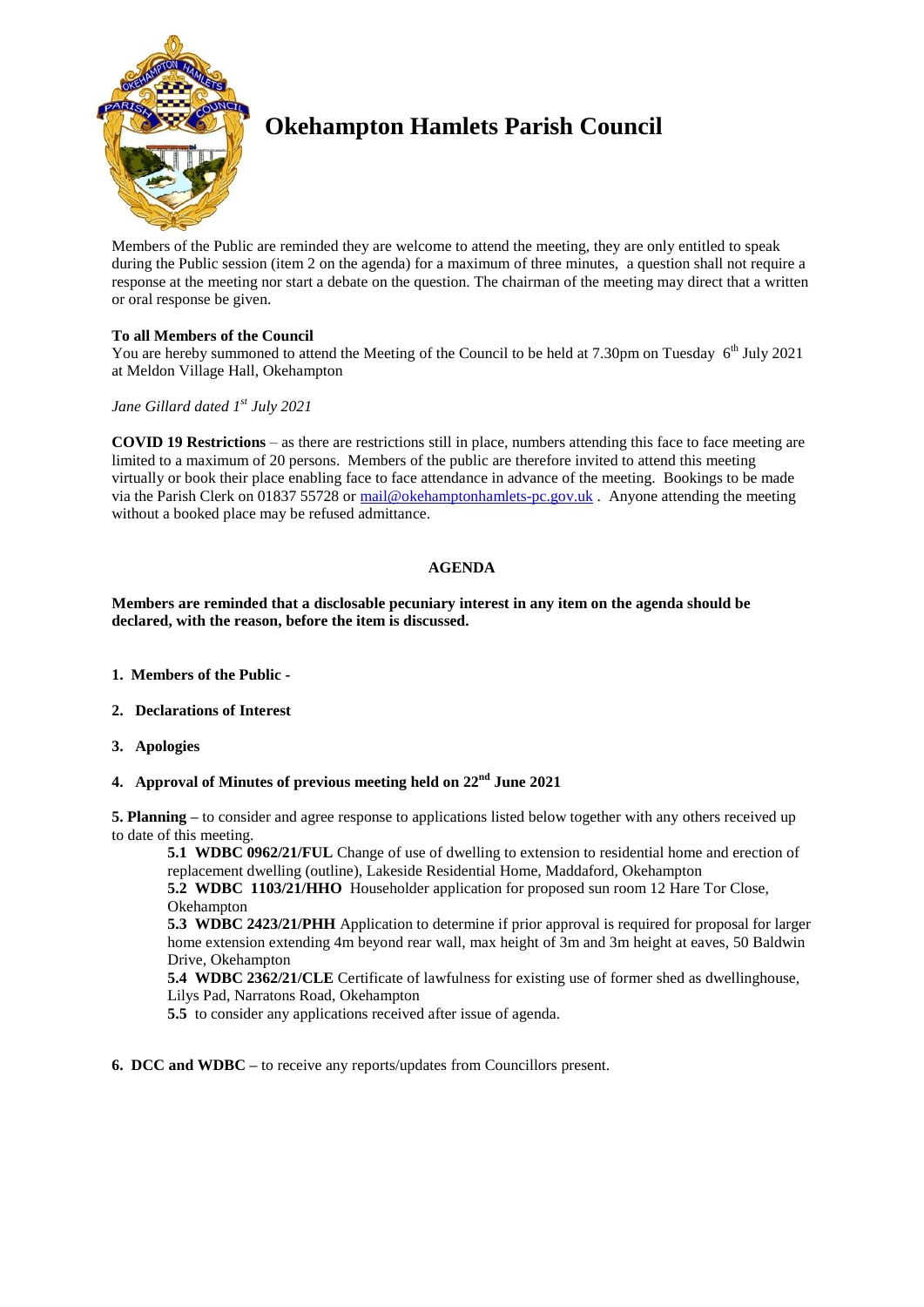# Okehampton Hamlets Parish Council

Members of the Public are reminded they are welcome to attend the meeting, they are only entitled to speak during the Public session (item 2 on the agenda) for a maximum of three minutes, a question shall not require a response at the meeting nor start a debate on the question. The chairman of the meeting may direct that a written or oral response be given.

**To all Members of the Council**
You are hereby summoned to attend the Meeting of the Council to be held at 7.30pm on Tuesday 6th July 2021 at Meldon Village Hall, Okehampton

*Jane Gillard dated 1st July 2021*

**COVID 19 Restrictions** – as there are restrictions still in place, numbers attending this face to face meeting are limited to a maximum of 20 persons. Members of the public are therefore invited to attend this meeting virtually or book their place enabling face to face attendance in advance of the meeting. Bookings to be made via the Parish Clerk on 01837 55728 or mail@okehamptonhamlets-pc.gov.uk . Anyone attending the meeting without a booked place may be refused admittance.

## AGENDA

**Members are reminded that a disclosable pecuniary interest in any item on the agenda should be declared, with the reason, before the item is discussed.**

1. **Members of the Public -**
2. **Declarations of Interest**
3. **Apologies**
4. **Approval of Minutes of previous meeting held on 22nd June 2021**

**5. Planning –** to consider and agree response to applications listed below together with any others received up to date of this meeting.

> **5.1 WDBC 0962/21/FUL** Change of use of dwelling to extension to residential home and erection of replacement dwelling (outline), Lakeside Residential Home, Maddaford, Okehampton
>
> **5.2 WDBC 1103/21/HHO** Householder application for proposed sun room 12 Hare Tor Close, Okehampton
>
> **5.3 WDBC 2423/21/PHH** Application to determine if prior approval is required for proposal for larger home extension extending 4m beyond rear wall, max height of 3m and 3m height at eaves, 50 Baldwin Drive, Okehampton
>
> **5.4 WDBC 2362/21/CLE** Certificate of lawfulness for existing use of former shed as dwellinghouse, Lilys Pad, Narratons Road, Okehampton
>
> **5.5** to consider any applications received after issue of agenda.

**6. DCC and WDBC –** to receive any reports/updates from Councillors present.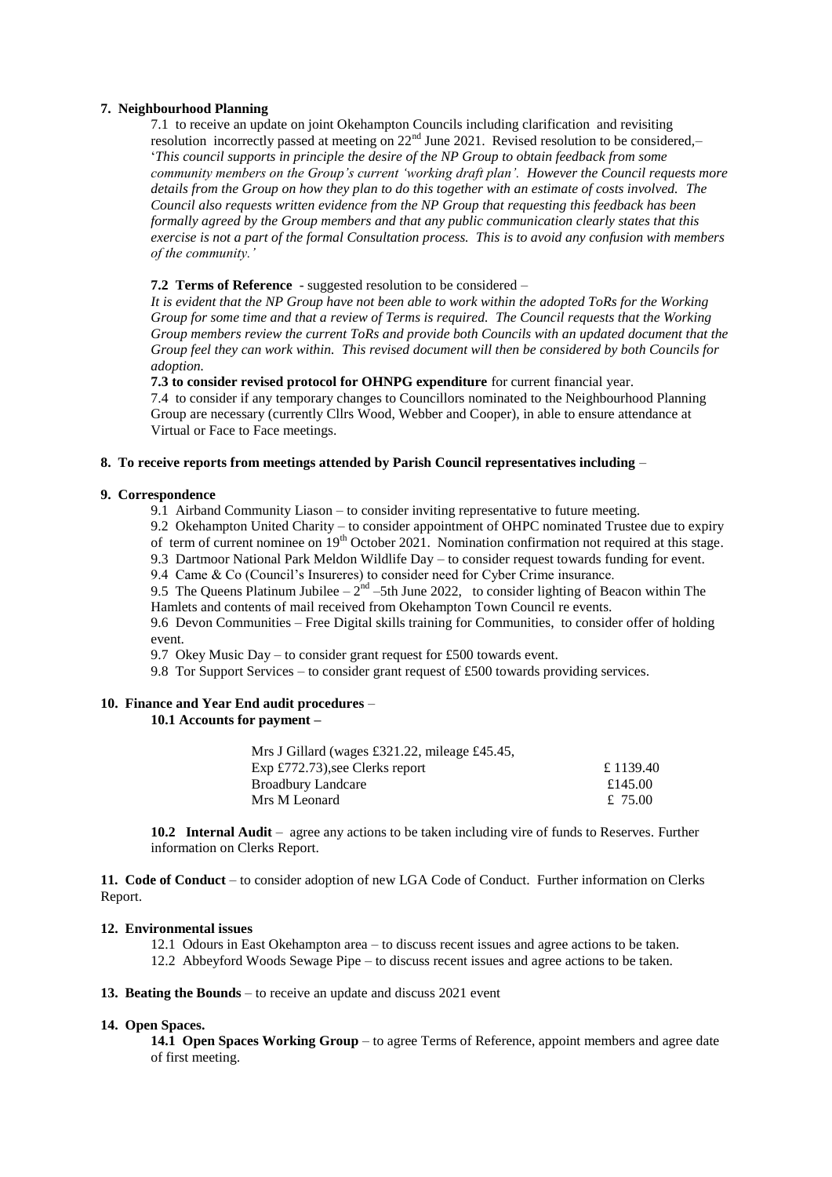**7. Neighbourhood Planning**

7.1 to receive an update on joint Okehampton Councils including clarification and revisiting resolution incorrectly passed at meeting on 22nd June 2021. Revised resolution to be considered,– '*This council supports in principle the desire of the NP Group to obtain feedback from some community members on the Group's current 'working draft plan'. However the Council requests more details from the Group on how they plan to do this together with an estimate of costs involved. The Council also requests written evidence from the NP Group that requesting this feedback has been formally agreed by the Group members and that any public communication clearly states that this exercise is not a part of the formal Consultation process. This is to avoid any confusion with members of the community.'*

**7.2 Terms of Reference** - suggested resolution to be considered –
*It is evident that the NP Group have not been able to work within the adopted ToRs for the Working Group for some time and that a review of Terms is required. The Council requests that the Working Group members review the current ToRs and provide both Councils with an updated document that the Group feel they can work within. This revised document will then be considered by both Councils for adoption.*

**7.3 to consider revised protocol for OHNPG expenditure** for current financial year.

7.4 to consider if any temporary changes to Councillors nominated to the Neighbourhood Planning Group are necessary (currently Cllrs Wood, Webber and Cooper), in able to ensure attendance at Virtual or Face to Face meetings.

**8. To receive reports from meetings attended by Parish Council representatives including** –

**9. Correspondence**

9.1 Airband Community Liason – to consider inviting representative to future meeting.
9.2 Okehampton United Charity – to consider appointment of OHPC nominated Trustee due to expiry of term of current nominee on 19th October 2021. Nomination confirmation not required at this stage.
9.3 Dartmoor National Park Meldon Wildlife Day – to consider request towards funding for event.
9.4 Came & Co (Council's Insureres) to consider need for Cyber Crime insurance.
9.5 The Queens Platinum Jubilee – 2nd –5th June 2022, to consider lighting of Beacon within The Hamlets and contents of mail received from Okehampton Town Council re events.
9.6 Devon Communities – Free Digital skills training for Communities, to consider offer of holding event.
9.7 Okey Music Day – to consider grant request for £500 towards event.
9.8 Tor Support Services – to consider grant request of £500 towards providing services.

**10. Finance and Year End audit procedures** –

**10.1 Accounts for payment –**

| | |
|---|---|
| Mrs J Gillard (wages £321.22, mileage £45.45, Exp £772.73),see Clerks report | £ 1139.40 |
| Broadbury Landcare | £145.00 |
| Mrs M Leonard | £ 75.00 |

**10.2 Internal Audit** – agree any actions to be taken including vire of funds to Reserves. Further information on Clerks Report.

**11. Code of Conduct** – to consider adoption of new LGA Code of Conduct. Further information on Clerks Report.

**12. Environmental issues**

12.1 Odours in East Okehampton area – to discuss recent issues and agree actions to be taken.
12.2 Abbeyford Woods Sewage Pipe – to discuss recent issues and agree actions to be taken.

**13. Beating the Bounds** – to receive an update and discuss 2021 event

**14. Open Spaces.**

**14.1 Open Spaces Working Group** – to agree Terms of Reference, appoint members and agree date of first meeting.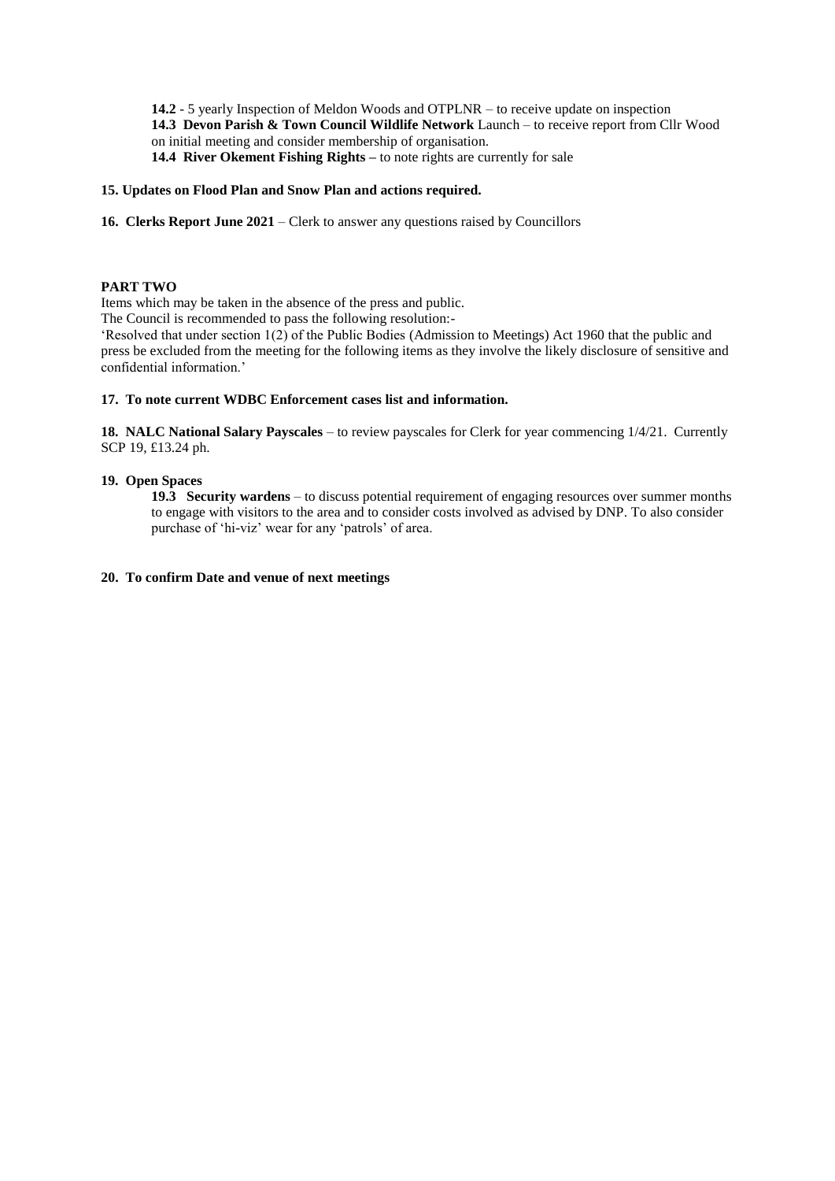**14.2** - 5 yearly Inspection of Meldon Woods and OTPLNR – to receive update on inspection

**14.3 Devon Parish & Town Council Wildlife Network** Launch – to receive report from Cllr Wood on initial meeting and consider membership of organisation.

**14.4 River Okement Fishing Rights –** to note rights are currently for sale

**15. Updates on Flood Plan and Snow Plan and actions required.**

**16. Clerks Report June 2021** – Clerk to answer any questions raised by Councillors

**PART TWO**

Items which may be taken in the absence of the press and public.

The Council is recommended to pass the following resolution:-

'Resolved that under section 1(2) of the Public Bodies (Admission to Meetings) Act 1960 that the public and press be excluded from the meeting for the following items as they involve the likely disclosure of sensitive and confidential information.'

**17. To note current WDBC Enforcement cases list and information.**

**18. NALC National Salary Payscales** – to review payscales for Clerk for year commencing 1/4/21. Currently SCP 19, £13.24 ph.

**19. Open Spaces**

**19.3 Security wardens** – to discuss potential requirement of engaging resources over summer months to engage with visitors to the area and to consider costs involved as advised by DNP. To also consider purchase of 'hi-viz' wear for any 'patrols' of area.

**20. To confirm Date and venue of next meetings**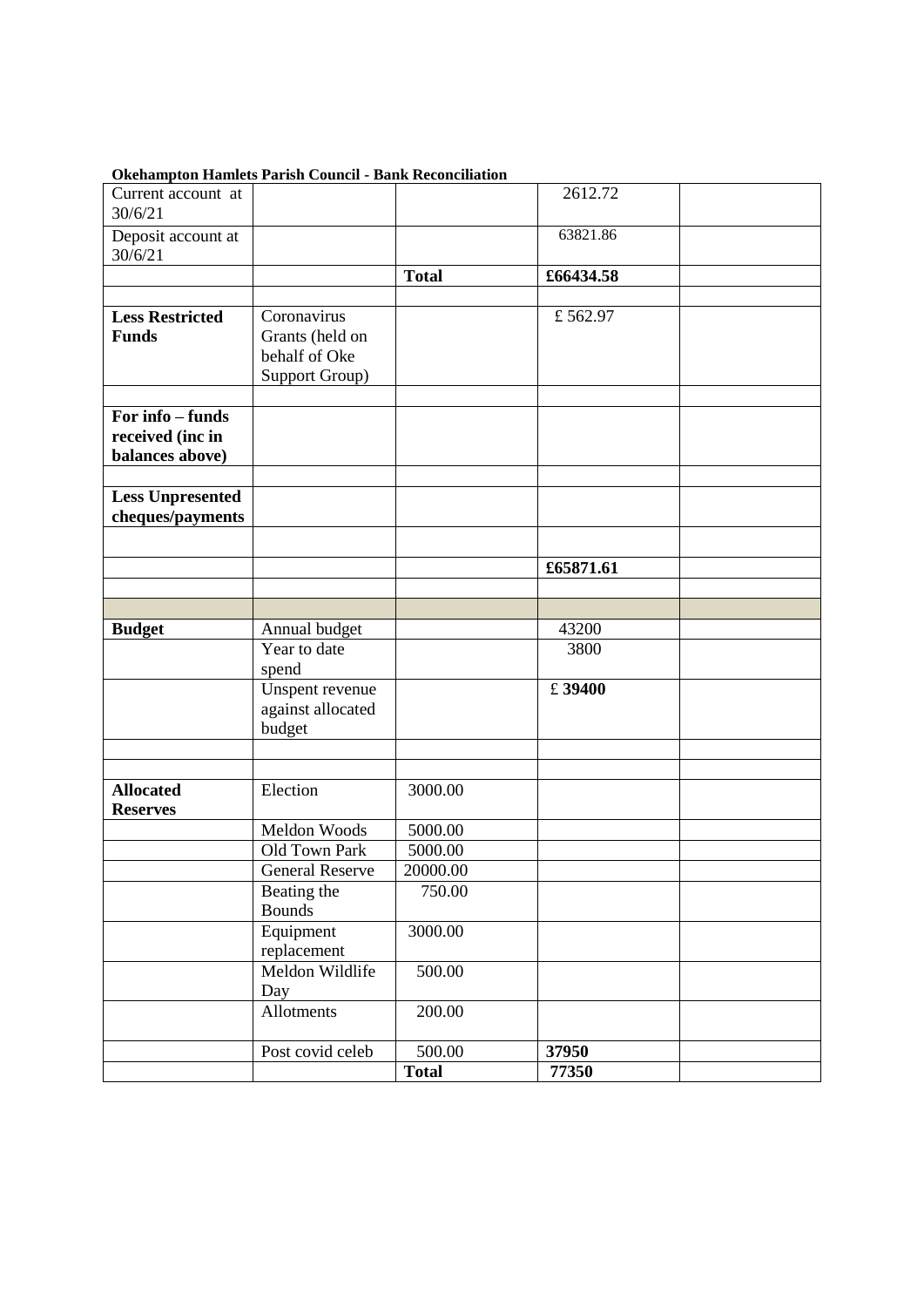**Okehampton Hamlets Parish Council - Bank Reconciliation**

| | | | | |
|---|---|---|---|---|
| Current account at 30/6/21 | | | 2612.72 | |
| Deposit account at 30/6/21 | | | 63821.86 | |
| | | **Total** | **£66434.58** | |
| | | | | |
| **Less Restricted Funds** | Coronavirus Grants (held on behalf of Oke Support Group) | | £ 562.97 | |
| | | | | |
| **For info – funds received (inc in balances above)** | | | | |
| | | | | |
| **Less Unpresented cheques/payments** | | | | |
| | | | | |
| | | | **£65871.61** | |
| | | | | |
| | | | | |
| **Budget** | Annual budget | | 43200 | |
| | Year to date spend | | 3800 | |
| | Unspent revenue against allocated budget | | £ **39400** | |
| | | | | |
| | | | | |
| **Allocated Reserves** | Election | 3000.00 | | |
| | Meldon Woods | 5000.00 | | |
| | Old Town Park | 5000.00 | | |
| | General Reserve | 20000.00 | | |
| | Beating the Bounds | 750.00 | | |
| | Equipment replacement | 3000.00 | | |
| | Meldon Wildlife Day | 500.00 | | |
| | Allotments | 200.00 | | |
| | Post covid celeb | 500.00 | **37950** | |
| | | **Total** | **77350** | |